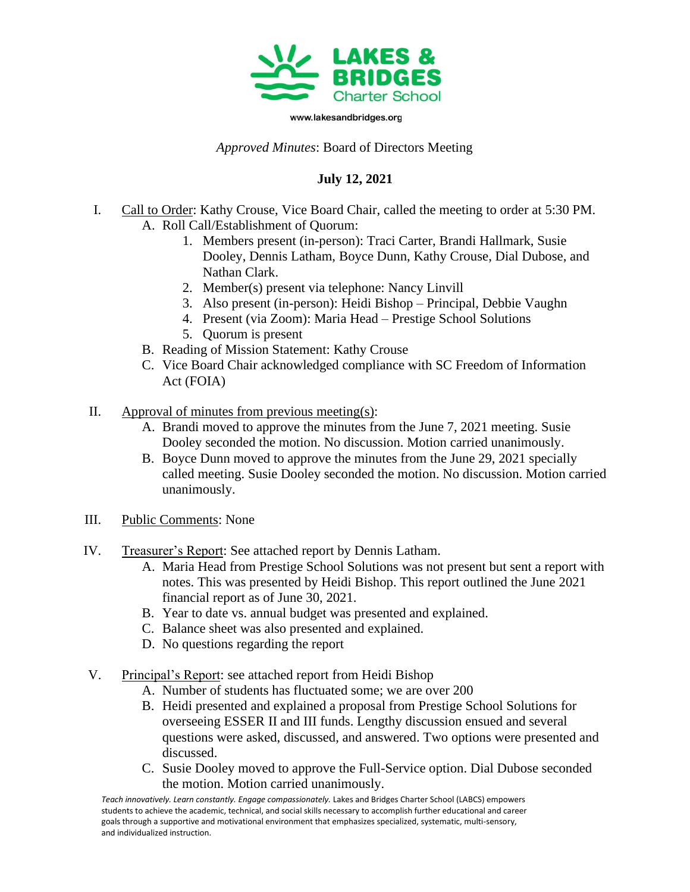LAKES & BRIDGES Charter School

www.lakesandbridges.org

*Approved Minutes*: Board of Directors Meeting

**July 12, 2021**

I. Call to Order: Kathy Crouse, Vice Board Chair, called the meeting to order at 5:30 PM.
   A. Roll Call/Establishment of Quorum:
      1. Members present (in-person): Traci Carter, Brandi Hallmark, Susie Dooley, Dennis Latham, Boyce Dunn, Kathy Crouse, Dial Dubose, and Nathan Clark.
      2. Member(s) present via telephone: Nancy Linvill
      3. Also present (in-person): Heidi Bishop – Principal, Debbie Vaughn
      4. Present (via Zoom): Maria Head – Prestige School Solutions
      5. Quorum is present
   B. Reading of Mission Statement: Kathy Crouse
   C. Vice Board Chair acknowledged compliance with SC Freedom of Information Act (FOIA)

II. Approval of minutes from previous meeting(s):
   A. Brandi moved to approve the minutes from the June 7, 2021 meeting. Susie Dooley seconded the motion. No discussion. Motion carried unanimously.
   B. Boyce Dunn moved to approve the minutes from the June 29, 2021 specially called meeting. Susie Dooley seconded the motion. No discussion. Motion carried unanimously.

III. Public Comments: None

IV. Treasurer's Report: See attached report by Dennis Latham.
   A. Maria Head from Prestige School Solutions was not present but sent a report with notes. This was presented by Heidi Bishop. This report outlined the June 2021 financial report as of June 30, 2021.
   B. Year to date vs. annual budget was presented and explained.
   C. Balance sheet was also presented and explained.
   D. No questions regarding the report

V. Principal's Report: see attached report from Heidi Bishop
   A. Number of students has fluctuated some; we are over 200
   B. Heidi presented and explained a proposal from Prestige School Solutions for overseeing ESSER II and III funds. Lengthy discussion ensued and several questions were asked, discussed, and answered. Two options were presented and discussed.
   C. Susie Dooley moved to approve the Full-Service option. Dial Dubose seconded the motion. Motion carried unanimously.

*Teach innovatively. Learn constantly. Engage compassionately.* Lakes and Bridges Charter School (LABCS) empowers students to achieve the academic, technical, and social skills necessary to accomplish further educational and career goals through a supportive and motivational environment that emphasizes specialized, systematic, multi-sensory, and individualized instruction.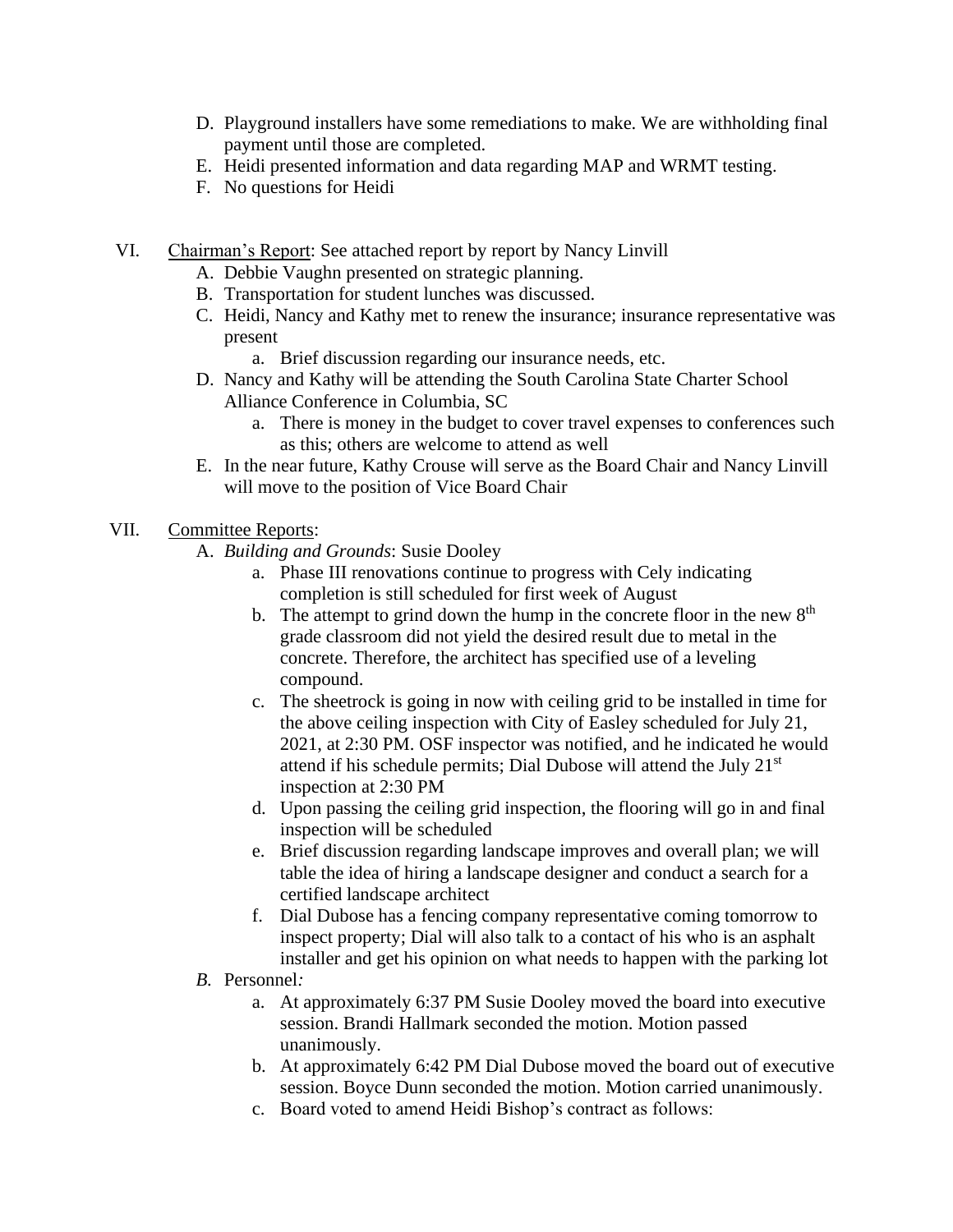D. Playground installers have some remediations to make. We are withholding final payment until those are completed.
E. Heidi presented information and data regarding MAP and WRMT testing.
F. No questions for Heidi

VI. Chairman's Report: See attached report by report by Nancy Linvill
   A. Debbie Vaughn presented on strategic planning.
   B. Transportation for student lunches was discussed.
   C. Heidi, Nancy and Kathy met to renew the insurance; insurance representative was present
      a. Brief discussion regarding our insurance needs, etc.
   D. Nancy and Kathy will be attending the South Carolina State Charter School Alliance Conference in Columbia, SC
      a. There is money in the budget to cover travel expenses to conferences such as this; others are welcome to attend as well
   E. In the near future, Kathy Crouse will serve as the Board Chair and Nancy Linvill will move to the position of Vice Board Chair

VII. Committee Reports:
   A. *Building and Grounds*: Susie Dooley
      a. Phase III renovations continue to progress with Cely indicating completion is still scheduled for first week of August
      b. The attempt to grind down the hump in the concrete floor in the new 8th grade classroom did not yield the desired result due to metal in the concrete. Therefore, the architect has specified use of a leveling compound.
      c. The sheetrock is going in now with ceiling grid to be installed in time for the above ceiling inspection with City of Easley scheduled for July 21, 2021, at 2:30 PM. OSF inspector was notified, and he indicated he would attend if his schedule permits; Dial Dubose will attend the July 21st inspection at 2:30 PM
      d. Upon passing the ceiling grid inspection, the flooring will go in and final inspection will be scheduled
      e. Brief discussion regarding landscape improves and overall plan; we will table the idea of hiring a landscape designer and conduct a search for a certified landscape architect
      f. Dial Dubose has a fencing company representative coming tomorrow to inspect property; Dial will also talk to a contact of his who is an asphalt installer and get his opinion on what needs to happen with the parking lot
   *B.* Personnel*:*
      a. At approximately 6:37 PM Susie Dooley moved the board into executive session. Brandi Hallmark seconded the motion. Motion passed unanimously.
      b. At approximately 6:42 PM Dial Dubose moved the board out of executive session. Boyce Dunn seconded the motion. Motion carried unanimously.
      c. Board voted to amend Heidi Bishop's contract as follows: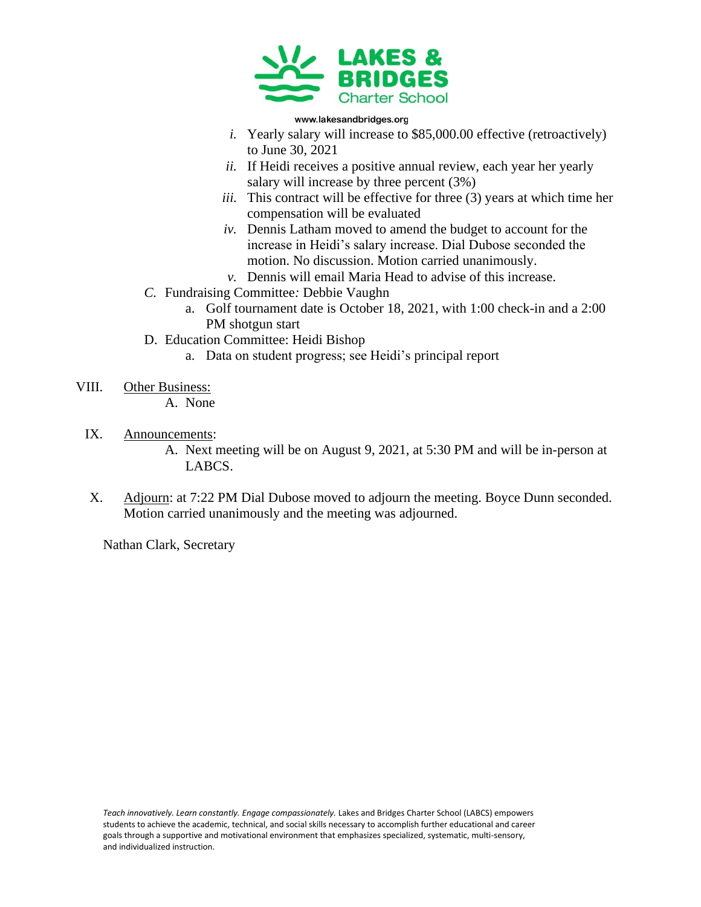i. Yearly salary will increase to $85,000.00 effective (retroactively) to June 30, 2021
ii. If Heidi receives a positive annual review, each year her yearly salary will increase by three percent (3%)
iii. This contract will be effective for three (3) years at which time her compensation will be evaluated
iv. Dennis Latham moved to amend the budget to account for the increase in Heidi's salary increase. Dial Dubose seconded the motion. No discussion. Motion carried unanimously.
v. Dennis will email Maria Head to advise of this increase.

C. Fundraising Committee*:* Debbie Vaughn
  a. Golf tournament date is October 18, 2021, with 1:00 check-in and a 2:00 PM shotgun start

D. Education Committee: Heidi Bishop
  a. Data on student progress; see Heidi's principal report

VIII. Other Business:
  A. None

IX. Announcements:
  A. Next meeting will be on August 9, 2021, at 5:30 PM and will be in-person at LABCS.

X. Adjourn: at 7:22 PM Dial Dubose moved to adjourn the meeting. Boyce Dunn seconded. Motion carried unanimously and the meeting was adjourned.

Nathan Clark, Secretary